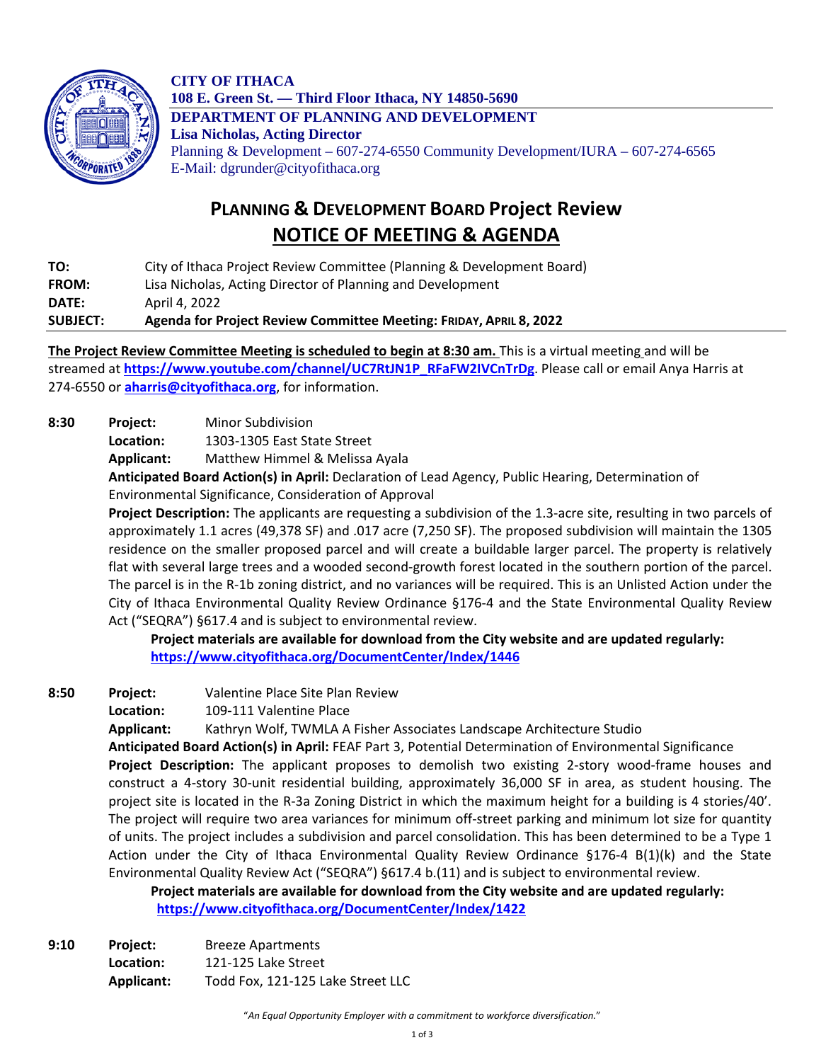**CITY OF ITHACA**
**108 E. Green St. — Third Floor Ithaca, NY 14850-5690**
**DEPARTMENT OF PLANNING AND DEVELOPMENT**
**Lisa Nicholas, Acting Director**
Planning & Development – 607-274-6550 Community Development/IURA – 607-274-6565
E-Mail: dgrunder@cityofithaca.org

# PLANNING & DEVELOPMENT BOARD Project Review
# NOTICE OF MEETING & AGENDA

**TO:** City of Ithaca Project Review Committee (Planning & Development Board)
**FROM:** Lisa Nicholas, Acting Director of Planning and Development
**DATE:** April 4, 2022
**SUBJECT:** **Agenda for Project Review Committee Meeting: FRIDAY, APRIL 8, 2022**

**The Project Review Committee Meeting is scheduled to begin at 8:30 am.** This is a virtual meeting and will be streamed at **https://www.youtube.com/channel/UC7RtJN1P_RFaFW2IVCnTrDg**. Please call or email Anya Harris at 274-6550 or **aharris@cityofithaca.org**, for information.

**8:30** **Project:** Minor Subdivision
**Location:** 1303-1305 East State Street
**Applicant:** Matthew Himmel & Melissa Ayala
**Anticipated Board Action(s) in April:** Declaration of Lead Agency, Public Hearing, Determination of Environmental Significance, Consideration of Approval
**Project Description:** The applicants are requesting a subdivision of the 1.3-acre site, resulting in two parcels of approximately 1.1 acres (49,378 SF) and .017 acre (7,250 SF). The proposed subdivision will maintain the 1305 residence on the smaller proposed parcel and will create a buildable larger parcel. The property is relatively flat with several large trees and a wooded second-growth forest located in the southern portion of the parcel. The parcel is in the R-1b zoning district, and no variances will be required. This is an Unlisted Action under the City of Ithaca Environmental Quality Review Ordinance §176-4 and the State Environmental Quality Review Act ("SEQRA") §617.4 and is subject to environmental review.
**Project materials are available for download from the City website and are updated regularly:** **https://www.cityofithaca.org/DocumentCenter/Index/1446**

**8:50** **Project:** Valentine Place Site Plan Review
**Location:** 109-111 Valentine Place
**Applicant:** Kathryn Wolf, TWMLA A Fisher Associates Landscape Architecture Studio
**Anticipated Board Action(s) in April:** FEAF Part 3, Potential Determination of Environmental Significance
**Project Description:** The applicant proposes to demolish two existing 2-story wood-frame houses and construct a 4-story 30-unit residential building, approximately 36,000 SF in area, as student housing. The project site is located in the R-3a Zoning District in which the maximum height for a building is 4 stories/40'. The project will require two area variances for minimum off-street parking and minimum lot size for quantity of units. The project includes a subdivision and parcel consolidation. This has been determined to be a Type 1 Action under the City of Ithaca Environmental Quality Review Ordinance §176-4 B(1)(k) and the State Environmental Quality Review Act ("SEQRA") §617.4 b.(11) and is subject to environmental review.
**Project materials are available for download from the City website and are updated regularly:** **https://www.cityofithaca.org/DocumentCenter/Index/1422**

**9:10** **Project:** Breeze Apartments
**Location:** 121-125 Lake Street
**Applicant:** Todd Fox, 121-125 Lake Street LLC

*"An Equal Opportunity Employer with a commitment to workforce diversification."*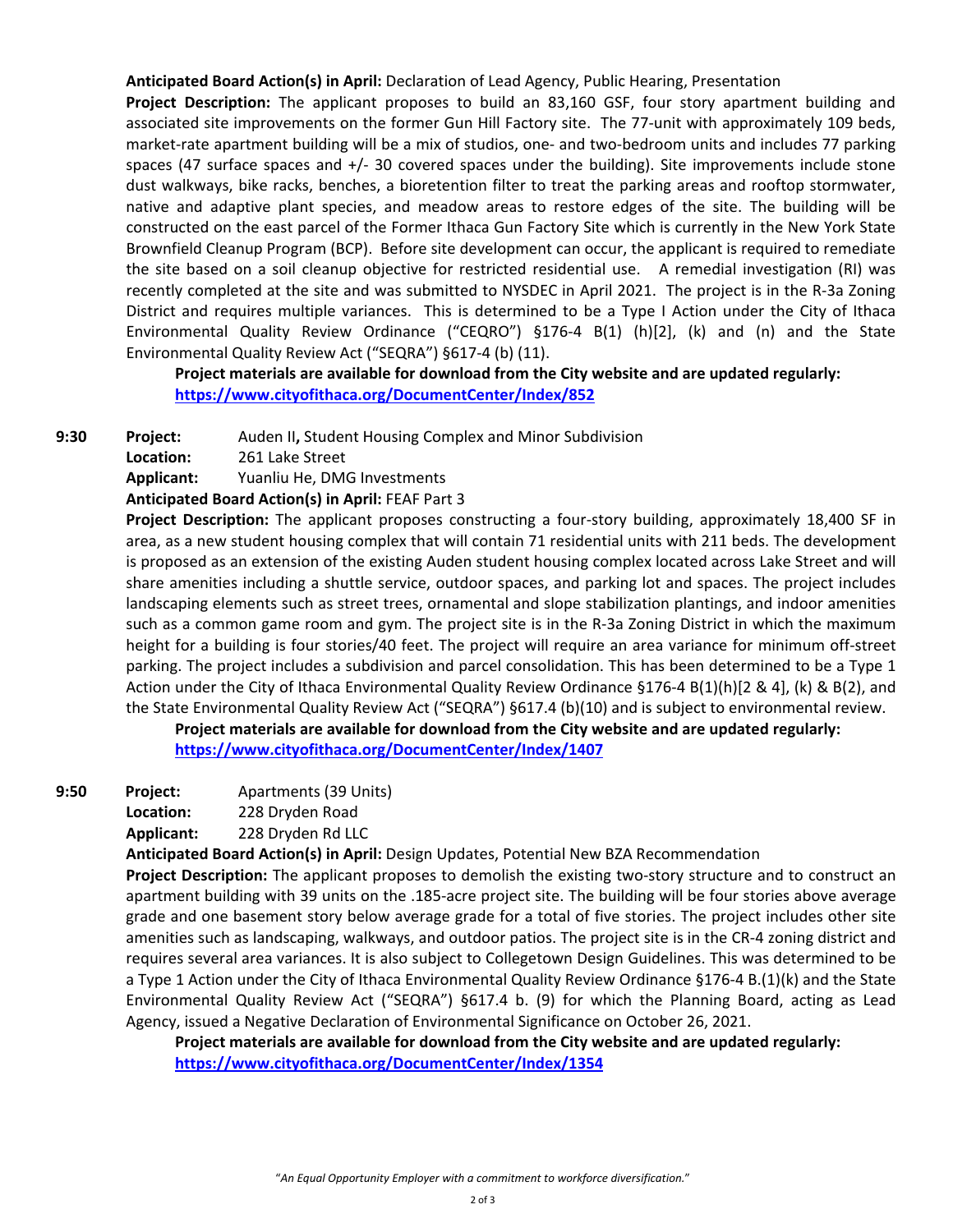**Anticipated Board Action(s) in April:** Declaration of Lead Agency, Public Hearing, Presentation

**Project Description:** The applicant proposes to build an 83,160 GSF, four story apartment building and associated site improvements on the former Gun Hill Factory site. The 77-unit with approximately 109 beds, market-rate apartment building will be a mix of studios, one- and two-bedroom units and includes 77 parking spaces (47 surface spaces and +/- 30 covered spaces under the building). Site improvements include stone dust walkways, bike racks, benches, a bioretention filter to treat the parking areas and rooftop stormwater, native and adaptive plant species, and meadow areas to restore edges of the site. The building will be constructed on the east parcel of the Former Ithaca Gun Factory Site which is currently in the New York State Brownfield Cleanup Program (BCP). Before site development can occur, the applicant is required to remediate the site based on a soil cleanup objective for restricted residential use. A remedial investigation (RI) was recently completed at the site and was submitted to NYSDEC in April 2021. The project is in the R-3a Zoning District and requires multiple variances. This is determined to be a Type I Action under the City of Ithaca Environmental Quality Review Ordinance ("CEQRO") §176-4 B(1) (h)[2], (k) and (n) and the State Environmental Quality Review Act ("SEQRA") §617-4 (b) (11).

**Project materials are available for download from the City website and are updated regularly: https://www.cityofithaca.org/DocumentCenter/Index/852**

**9:30** **Project:** Auden II**,** Student Housing Complex and Minor Subdivision
**Location:** 261 Lake Street
**Applicant:** Yuanliu He, DMG Investments

**Anticipated Board Action(s) in April:** FEAF Part 3

**Project Description:** The applicant proposes constructing a four-story building, approximately 18,400 SF in area, as a new student housing complex that will contain 71 residential units with 211 beds. The development is proposed as an extension of the existing Auden student housing complex located across Lake Street and will share amenities including a shuttle service, outdoor spaces, and parking lot and spaces. The project includes landscaping elements such as street trees, ornamental and slope stabilization plantings, and indoor amenities such as a common game room and gym. The project site is in the R-3a Zoning District in which the maximum height for a building is four stories/40 feet. The project will require an area variance for minimum off-street parking. The project includes a subdivision and parcel consolidation. This has been determined to be a Type 1 Action under the City of Ithaca Environmental Quality Review Ordinance §176-4 B(1)(h)[2 & 4], (k) & B(2), and the State Environmental Quality Review Act ("SEQRA") §617.4 (b)(10) and is subject to environmental review.

**Project materials are available for download from the City website and are updated regularly: https://www.cityofithaca.org/DocumentCenter/Index/1407**

**9:50** **Project:** Apartments (39 Units)
**Location:** 228 Dryden Road
**Applicant:** 228 Dryden Rd LLC

**Anticipated Board Action(s) in April:** Design Updates, Potential New BZA Recommendation

**Project Description:** The applicant proposes to demolish the existing two-story structure and to construct an apartment building with 39 units on the .185-acre project site. The building will be four stories above average grade and one basement story below average grade for a total of five stories. The project includes other site amenities such as landscaping, walkways, and outdoor patios. The project site is in the CR-4 zoning district and requires several area variances. It is also subject to Collegetown Design Guidelines. This was determined to be a Type 1 Action under the City of Ithaca Environmental Quality Review Ordinance §176-4 B.(1)(k) and the State Environmental Quality Review Act ("SEQRA") §617.4 b. (9) for which the Planning Board, acting as Lead Agency, issued a Negative Declaration of Environmental Significance on October 26, 2021.

**Project materials are available for download from the City website and are updated regularly: https://www.cityofithaca.org/DocumentCenter/Index/1354**

*"An Equal Opportunity Employer with a commitment to workforce diversification."*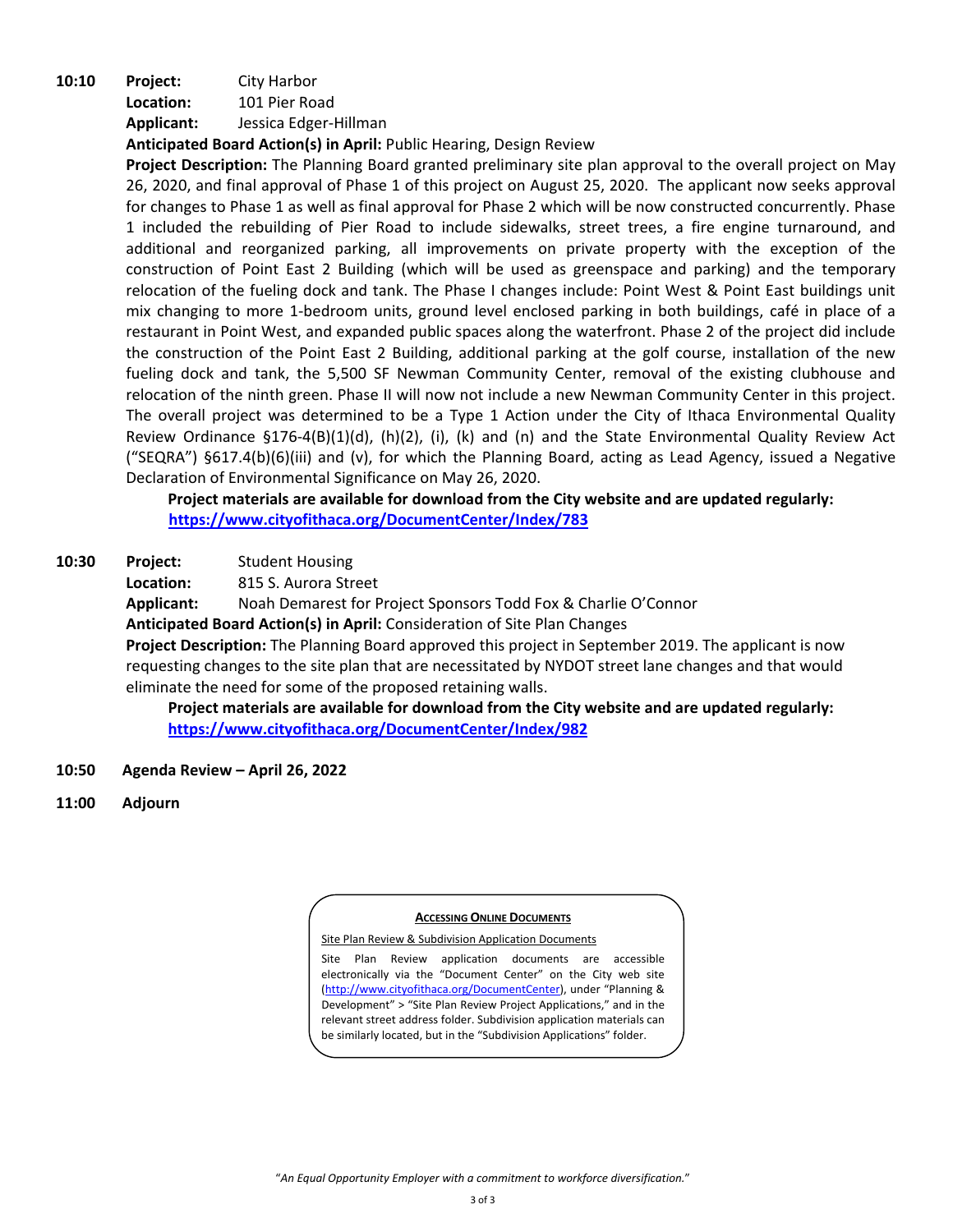**10:10** **Project:** City Harbor
**Location:** 101 Pier Road
**Applicant:** Jessica Edger-Hillman
**Anticipated Board Action(s) in April:** Public Hearing, Design Review
**Project Description:** The Planning Board granted preliminary site plan approval to the overall project on May 26, 2020, and final approval of Phase 1 of this project on August 25, 2020. The applicant now seeks approval for changes to Phase 1 as well as final approval for Phase 2 which will be now constructed concurrently. Phase 1 included the rebuilding of Pier Road to include sidewalks, street trees, a fire engine turnaround, and additional and reorganized parking, all improvements on private property with the exception of the construction of Point East 2 Building (which will be used as greenspace and parking) and the temporary relocation of the fueling dock and tank. The Phase I changes include: Point West & Point East buildings unit mix changing to more 1-bedroom units, ground level enclosed parking in both buildings, café in place of a restaurant in Point West, and expanded public spaces along the waterfront. Phase 2 of the project did include the construction of the Point East 2 Building, additional parking at the golf course, installation of the new fueling dock and tank, the 5,500 SF Newman Community Center, removal of the existing clubhouse and relocation of the ninth green. Phase II will now not include a new Newman Community Center in this project. The overall project was determined to be a Type 1 Action under the City of Ithaca Environmental Quality Review Ordinance §176-4(B)(1)(d), (h)(2), (i), (k) and (n) and the State Environmental Quality Review Act ("SEQRA") §617.4(b)(6)(iii) and (v), for which the Planning Board, acting as Lead Agency, issued a Negative Declaration of Environmental Significance on May 26, 2020.

**Project materials are available for download from the City website and are updated regularly: https://www.cityofithaca.org/DocumentCenter/Index/783**

**10:30** **Project:** Student Housing
**Location:** 815 S. Aurora Street
**Applicant:** Noah Demarest for Project Sponsors Todd Fox & Charlie O'Connor
**Anticipated Board Action(s) in April:** Consideration of Site Plan Changes
**Project Description:** The Planning Board approved this project in September 2019. The applicant is now requesting changes to the site plan that are necessitated by NYDOT street lane changes and that would eliminate the need for some of the proposed retaining walls.

**Project materials are available for download from the City website and are updated regularly: https://www.cityofithaca.org/DocumentCenter/Index/982**

**10:50** **Agenda Review – April 26, 2022**

**11:00** **Adjourn**

**ACCESSING ONLINE DOCUMENTS**

Site Plan Review & Subdivision Application Documents

Site Plan Review application documents are accessible electronically via the "Document Center" on the City web site (http://www.cityofithaca.org/DocumentCenter), under "Planning & Development" > "Site Plan Review Project Applications," and in the relevant street address folder. Subdivision application materials can be similarly located, but in the "Subdivision Applications" folder.

*"An Equal Opportunity Employer with a commitment to workforce diversification."*